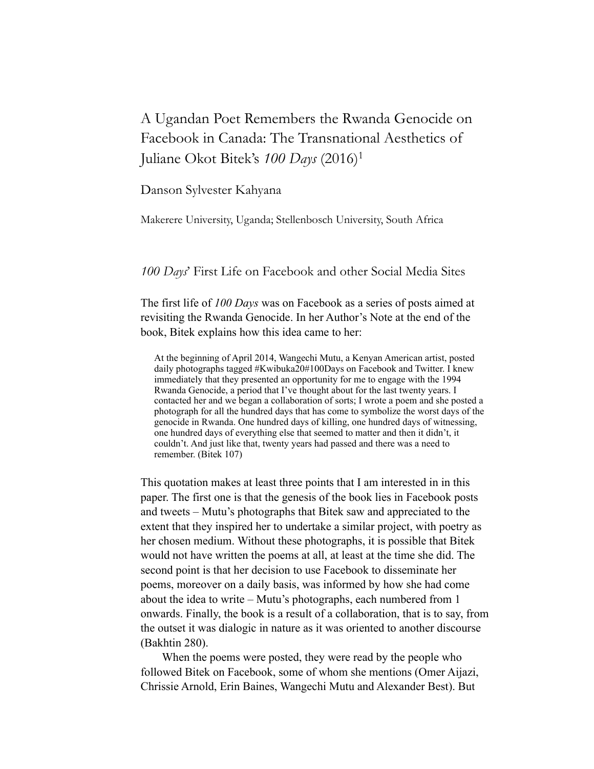# A Ugandan Poet Remembers the Rwanda Genocide on Facebook in Canada: The Transnational Aesthetics of Juliane Okot Bitek's *100 Days* (2016)[1]

Danson Sylvester Kahyana

Makerere University, Uganda; Stellenbosch University, South Africa

## *100 Days*' First Life on Facebook and other Social Media Sites

The first life of *100 Days* was on Facebook as a series of posts aimed at revisiting the Rwanda Genocide. In her Author's Note at the end of the book, Bitek explains how this idea came to her:

> At the beginning of April 2014, Wangechi Mutu, a Kenyan American artist, posted daily photographs tagged #Kwibuka20#100Days on Facebook and Twitter. I knew immediately that they presented an opportunity for me to engage with the 1994 Rwanda Genocide, a period that I've thought about for the last twenty years. I contacted her and we began a collaboration of sorts; I wrote a poem and she posted a photograph for all the hundred days that has come to symbolize the worst days of the genocide in Rwanda. One hundred days of killing, one hundred days of witnessing, one hundred days of everything else that seemed to matter and then it didn't, it couldn't. And just like that, twenty years had passed and there was a need to remember. (Bitek 107)

This quotation makes at least three points that I am interested in in this paper. The first one is that the genesis of the book lies in Facebook posts and tweets – Mutu's photographs that Bitek saw and appreciated to the extent that they inspired her to undertake a similar project, with poetry as her chosen medium. Without these photographs, it is possible that Bitek would not have written the poems at all, at least at the time she did. The second point is that her decision to use Facebook to disseminate her poems, moreover on a daily basis, was informed by how she had come about the idea to write – Mutu's photographs, each numbered from 1 onwards. Finally, the book is a result of a collaboration, that is to say, from the outset it was dialogic in nature as it was oriented to another discourse (Bakhtin 280).

When the poems were posted, they were read by the people who followed Bitek on Facebook, some of whom she mentions (Omer Aijazi, Chrissie Arnold, Erin Baines, Wangechi Mutu and Alexander Best). But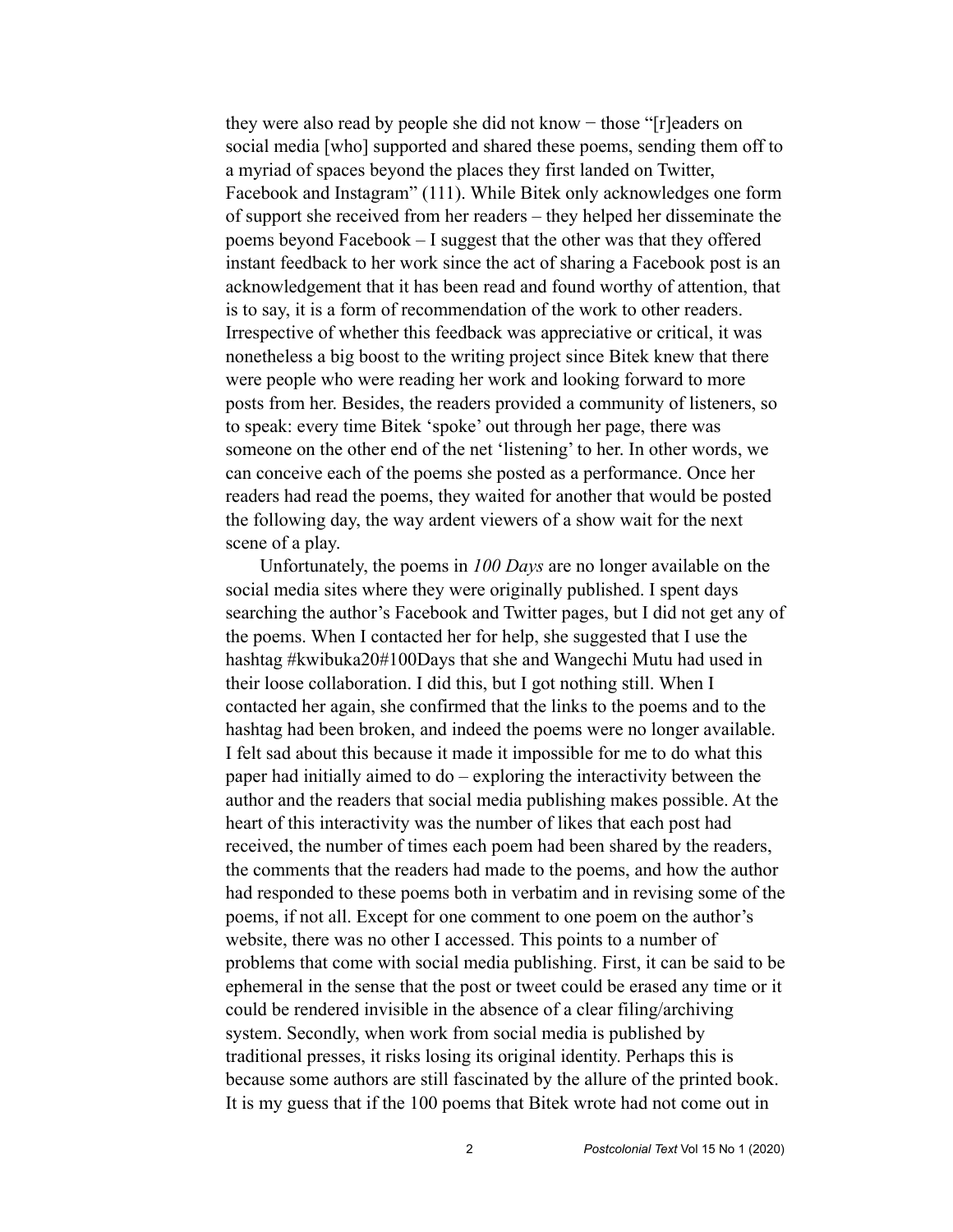they were also read by people she did not know − those "[r]eaders on social media [who] supported and shared these poems, sending them off to a myriad of spaces beyond the places they first landed on Twitter, Facebook and Instagram" (111). While Bitek only acknowledges one form of support she received from her readers – they helped her disseminate the poems beyond Facebook – I suggest that the other was that they offered instant feedback to her work since the act of sharing a Facebook post is an acknowledgement that it has been read and found worthy of attention, that is to say, it is a form of recommendation of the work to other readers. Irrespective of whether this feedback was appreciative or critical, it was nonetheless a big boost to the writing project since Bitek knew that there were people who were reading her work and looking forward to more posts from her. Besides, the readers provided a community of listeners, so to speak: every time Bitek 'spoke' out through her page, there was someone on the other end of the net 'listening' to her. In other words, we can conceive each of the poems she posted as a performance. Once her readers had read the poems, they waited for another that would be posted the following day, the way ardent viewers of a show wait for the next scene of a play.

Unfortunately, the poems in *100 Days* are no longer available on the social media sites where they were originally published. I spent days searching the author's Facebook and Twitter pages, but I did not get any of the poems. When I contacted her for help, she suggested that I use the hashtag #kwibuka20#100Days that she and Wangechi Mutu had used in their loose collaboration. I did this, but I got nothing still. When I contacted her again, she confirmed that the links to the poems and to the hashtag had been broken, and indeed the poems were no longer available. I felt sad about this because it made it impossible for me to do what this paper had initially aimed to do – exploring the interactivity between the author and the readers that social media publishing makes possible. At the heart of this interactivity was the number of likes that each post had received, the number of times each poem had been shared by the readers, the comments that the readers had made to the poems, and how the author had responded to these poems both in verbatim and in revising some of the poems, if not all. Except for one comment to one poem on the author's website, there was no other I accessed. This points to a number of problems that come with social media publishing. First, it can be said to be ephemeral in the sense that the post or tweet could be erased any time or it could be rendered invisible in the absence of a clear filing/archiving system. Secondly, when work from social media is published by traditional presses, it risks losing its original identity. Perhaps this is because some authors are still fascinated by the allure of the printed book. It is my guess that if the 100 poems that Bitek wrote had not come out in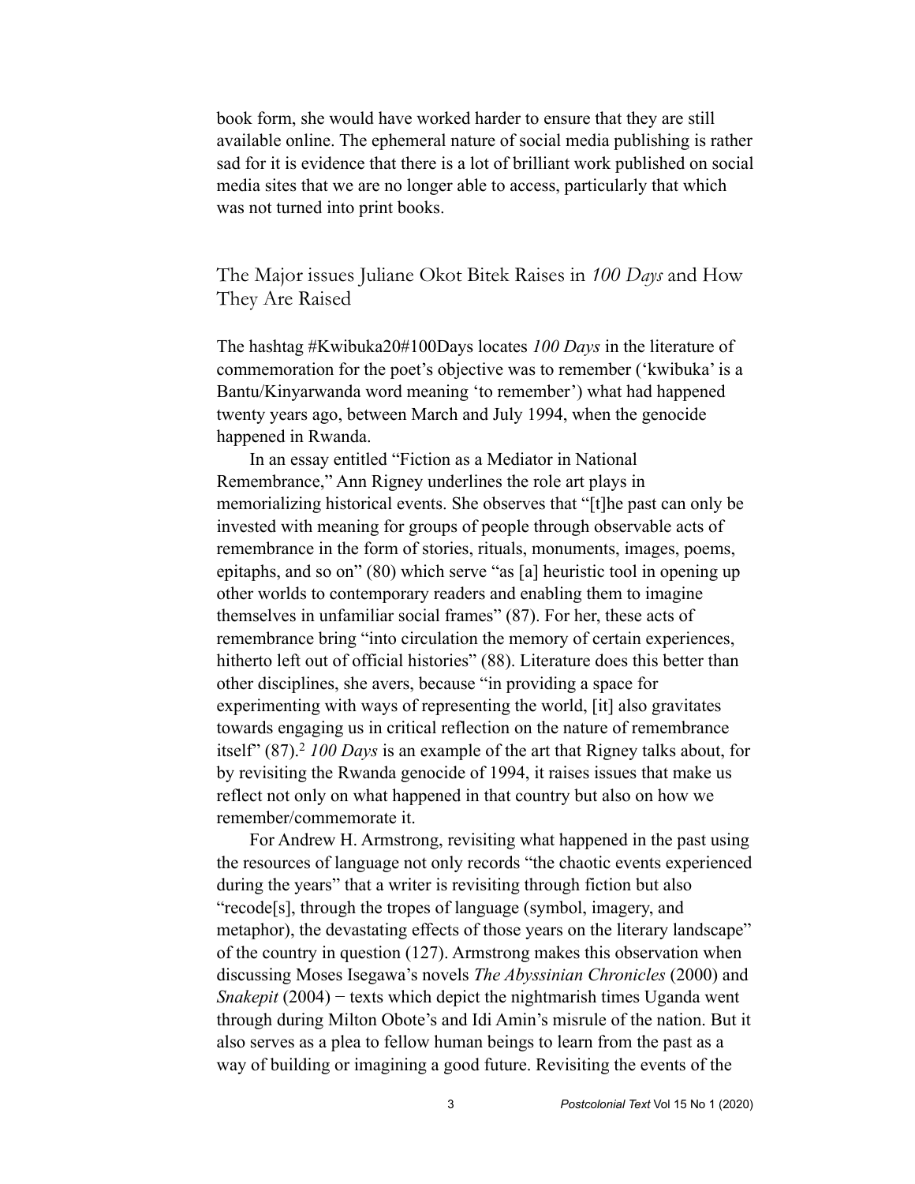book form, she would have worked harder to ensure that they are still available online. The ephemeral nature of social media publishing is rather sad for it is evidence that there is a lot of brilliant work published on social media sites that we are no longer able to access, particularly that which was not turned into print books.

## The Major issues Juliane Okot Bitek Raises in *100 Days* and How They Are Raised

The hashtag #Kwibuka20#100Days locates *100 Days* in the literature of commemoration for the poet's objective was to remember ('kwibuka' is a Bantu/Kinyarwanda word meaning 'to remember') what had happened twenty years ago, between March and July 1994, when the genocide happened in Rwanda.

In an essay entitled "Fiction as a Mediator in National Remembrance," Ann Rigney underlines the role art plays in memorializing historical events. She observes that "[t]he past can only be invested with meaning for groups of people through observable acts of remembrance in the form of stories, rituals, monuments, images, poems, epitaphs, and so on" (80) which serve "as [a] heuristic tool in opening up other worlds to contemporary readers and enabling them to imagine themselves in unfamiliar social frames" (87). For her, these acts of remembrance bring "into circulation the memory of certain experiences, hitherto left out of official histories" (88). Literature does this better than other disciplines, she avers, because "in providing a space for experimenting with ways of representing the world, [it] also gravitates towards engaging us in critical reflection on the nature of remembrance itself" (87).[2] *100 Days* is an example of the art that Rigney talks about, for by revisiting the Rwanda genocide of 1994, it raises issues that make us reflect not only on what happened in that country but also on how we remember/commemorate it.

For Andrew H. Armstrong, revisiting what happened in the past using the resources of language not only records "the chaotic events experienced during the years" that a writer is revisiting through fiction but also "recode[s], through the tropes of language (symbol, imagery, and metaphor), the devastating effects of those years on the literary landscape" of the country in question (127). Armstrong makes this observation when discussing Moses Isegawa's novels *The Abyssinian Chronicles* (2000) and *Snakepit* (2004) − texts which depict the nightmarish times Uganda went through during Milton Obote's and Idi Amin's misrule of the nation. But it also serves as a plea to fellow human beings to learn from the past as a way of building or imagining a good future. Revisiting the events of the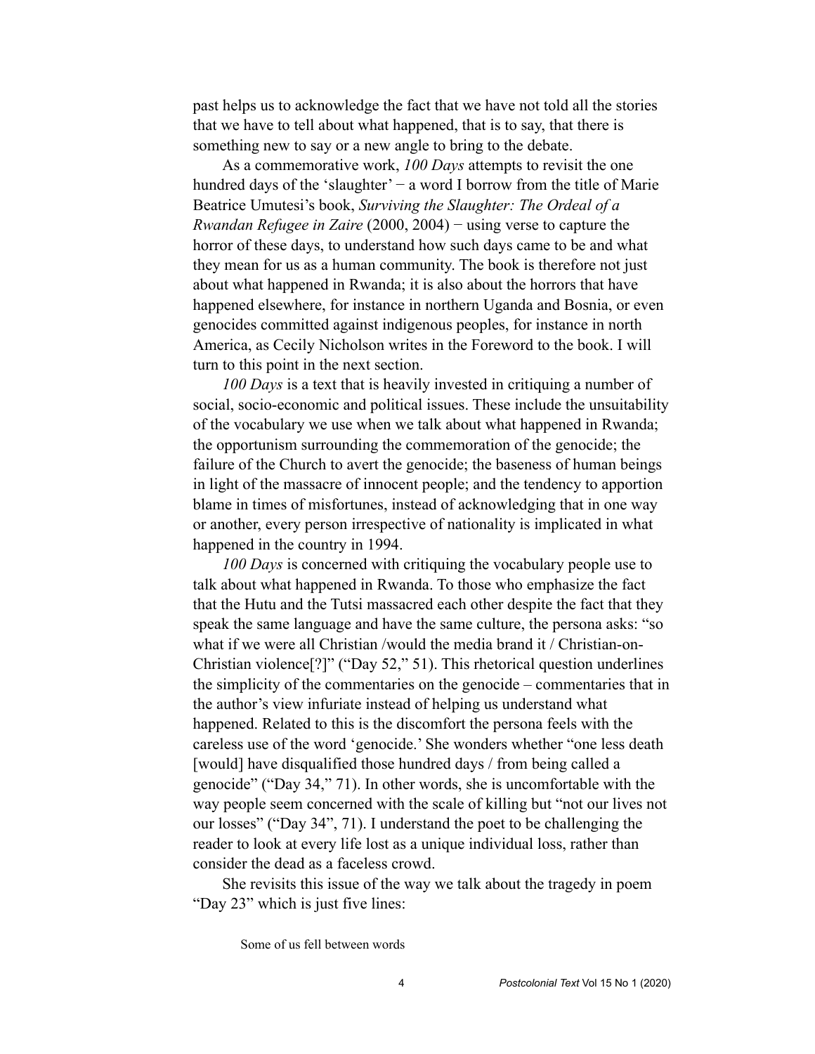past helps us to acknowledge the fact that we have not told all the stories that we have to tell about what happened, that is to say, that there is something new to say or a new angle to bring to the debate.

As a commemorative work, *100 Days* attempts to revisit the one hundred days of the 'slaughter' − a word I borrow from the title of Marie Beatrice Umutesi's book, *Surviving the Slaughter: The Ordeal of a Rwandan Refugee in Zaire* (2000, 2004) − using verse to capture the horror of these days, to understand how such days came to be and what they mean for us as a human community. The book is therefore not just about what happened in Rwanda; it is also about the horrors that have happened elsewhere, for instance in northern Uganda and Bosnia, or even genocides committed against indigenous peoples, for instance in north America, as Cecily Nicholson writes in the Foreword to the book. I will turn to this point in the next section.

*100 Days* is a text that is heavily invested in critiquing a number of social, socio-economic and political issues. These include the unsuitability of the vocabulary we use when we talk about what happened in Rwanda; the opportunism surrounding the commemoration of the genocide; the failure of the Church to avert the genocide; the baseness of human beings in light of the massacre of innocent people; and the tendency to apportion blame in times of misfortunes, instead of acknowledging that in one way or another, every person irrespective of nationality is implicated in what happened in the country in 1994.

*100 Days* is concerned with critiquing the vocabulary people use to talk about what happened in Rwanda. To those who emphasize the fact that the Hutu and the Tutsi massacred each other despite the fact that they speak the same language and have the same culture, the persona asks: "so what if we were all Christian /would the media brand it / Christian-on-Christian violence[?]" ("Day 52," 51). This rhetorical question underlines the simplicity of the commentaries on the genocide – commentaries that in the author's view infuriate instead of helping us understand what happened. Related to this is the discomfort the persona feels with the careless use of the word 'genocide.' She wonders whether "one less death [would] have disqualified those hundred days / from being called a genocide" ("Day 34," 71). In other words, she is uncomfortable with the way people seem concerned with the scale of killing but "not our lives not our losses" ("Day 34", 71). I understand the poet to be challenging the reader to look at every life lost as a unique individual loss, rather than consider the dead as a faceless crowd.

She revisits this issue of the way we talk about the tragedy in poem "Day 23" which is just five lines:

> Some of us fell between words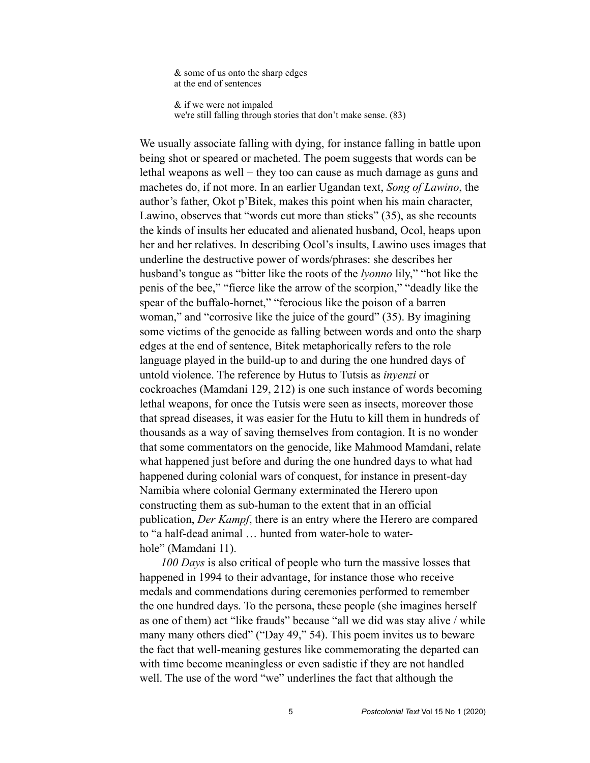> & some of us onto the sharp edges
> at the end of sentences
>
> & if we were not impaled
> we're still falling through stories that don't make sense. (83)

We usually associate falling with dying, for instance falling in battle upon being shot or speared or macheted. The poem suggests that words can be lethal weapons as well − they too can cause as much damage as guns and machetes do, if not more. In an earlier Ugandan text, *Song of Lawino*, the author's father, Okot p'Bitek, makes this point when his main character, Lawino, observes that "words cut more than sticks" (35), as she recounts the kinds of insults her educated and alienated husband, Ocol, heaps upon her and her relatives. In describing Ocol's insults, Lawino uses images that underline the destructive power of words/phrases: she describes her husband's tongue as "bitter like the roots of the *lyonno* lily," "hot like the penis of the bee," "fierce like the arrow of the scorpion," "deadly like the spear of the buffalo-hornet," "ferocious like the poison of a barren woman," and "corrosive like the juice of the gourd" (35). By imagining some victims of the genocide as falling between words and onto the sharp edges at the end of sentence, Bitek metaphorically refers to the role language played in the build-up to and during the one hundred days of untold violence. The reference by Hutus to Tutsis as *inyenzi* or cockroaches (Mamdani 129, 212) is one such instance of words becoming lethal weapons, for once the Tutsis were seen as insects, moreover those that spread diseases, it was easier for the Hutu to kill them in hundreds of thousands as a way of saving themselves from contagion. It is no wonder that some commentators on the genocide, like Mahmood Mamdani, relate what happened just before and during the one hundred days to what had happened during colonial wars of conquest, for instance in present-day Namibia where colonial Germany exterminated the Herero upon constructing them as sub-human to the extent that in an official publication, *Der Kampf*, there is an entry where the Herero are compared to "a half-dead animal … hunted from water-hole to water-hole" (Mamdani 11).

*100 Days* is also critical of people who turn the massive losses that happened in 1994 to their advantage, for instance those who receive medals and commendations during ceremonies performed to remember the one hundred days. To the persona, these people (she imagines herself as one of them) act "like frauds" because "all we did was stay alive / while many many others died" ("Day 49," 54). This poem invites us to beware the fact that well-meaning gestures like commemorating the departed can with time become meaningless or even sadistic if they are not handled well. The use of the word "we" underlines the fact that although the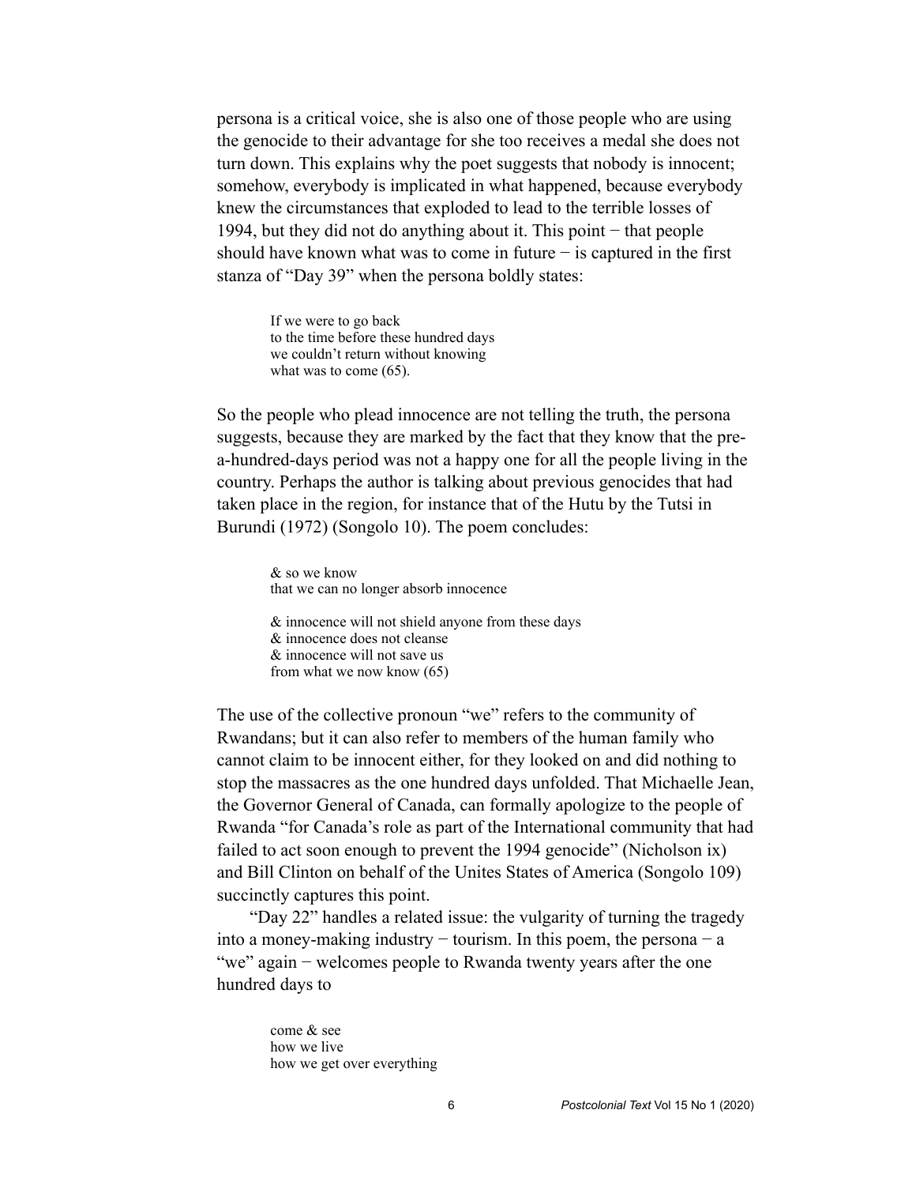persona is a critical voice, she is also one of those people who are using the genocide to their advantage for she too receives a medal she does not turn down. This explains why the poet suggests that nobody is innocent; somehow, everybody is implicated in what happened, because everybody knew the circumstances that exploded to lead to the terrible losses of 1994, but they did not do anything about it. This point − that people should have known what was to come in future − is captured in the first stanza of "Day 39" when the persona boldly states:

> If we were to go back
> to the time before these hundred days
> we couldn't return without knowing
> what was to come (65).

So the people who plead innocence are not telling the truth, the persona suggests, because they are marked by the fact that they know that the pre-a-hundred-days period was not a happy one for all the people living in the country. Perhaps the author is talking about previous genocides that had taken place in the region, for instance that of the Hutu by the Tutsi in Burundi (1972) (Songolo 10). The poem concludes:

> & so we know
> that we can no longer absorb innocence
>
> & innocence will not shield anyone from these days
> & innocence does not cleanse
> & innocence will not save us
> from what we now know (65)

The use of the collective pronoun "we" refers to the community of Rwandans; but it can also refer to members of the human family who cannot claim to be innocent either, for they looked on and did nothing to stop the massacres as the one hundred days unfolded. That Michaelle Jean, the Governor General of Canada, can formally apologize to the people of Rwanda "for Canada's role as part of the International community that had failed to act soon enough to prevent the 1994 genocide" (Nicholson ix) and Bill Clinton on behalf of the Unites States of America (Songolo 109) succinctly captures this point.

"Day 22" handles a related issue: the vulgarity of turning the tragedy into a money-making industry − tourism. In this poem, the persona − a "we" again − welcomes people to Rwanda twenty years after the one hundred days to

> come & see
> how we live
> how we get over everything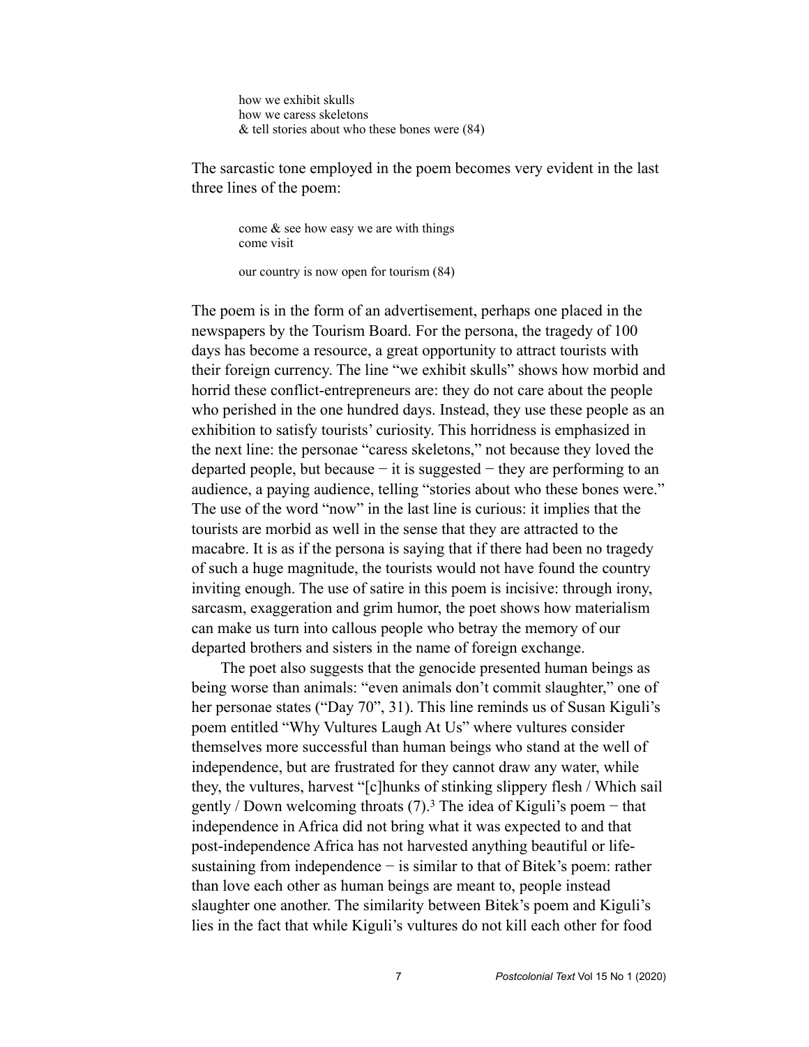how we exhibit skulls
how we caress skeletons
& tell stories about who these bones were (84)

The sarcastic tone employed in the poem becomes very evident in the last three lines of the poem:

come & see how easy we are with things
come visit

our country is now open for tourism (84)

The poem is in the form of an advertisement, perhaps one placed in the newspapers by the Tourism Board. For the persona, the tragedy of 100 days has become a resource, a great opportunity to attract tourists with their foreign currency. The line "we exhibit skulls" shows how morbid and horrid these conflict-entrepreneurs are: they do not care about the people who perished in the one hundred days. Instead, they use these people as an exhibition to satisfy tourists' curiosity. This horridness is emphasized in the next line: the personae "caress skeletons," not because they loved the departed people, but because − it is suggested − they are performing to an audience, a paying audience, telling "stories about who these bones were." The use of the word "now" in the last line is curious: it implies that the tourists are morbid as well in the sense that they are attracted to the macabre. It is as if the persona is saying that if there had been no tragedy of such a huge magnitude, the tourists would not have found the country inviting enough. The use of satire in this poem is incisive: through irony, sarcasm, exaggeration and grim humor, the poet shows how materialism can make us turn into callous people who betray the memory of our departed brothers and sisters in the name of foreign exchange.

The poet also suggests that the genocide presented human beings as being worse than animals: "even animals don't commit slaughter," one of her personae states ("Day 70", 31). This line reminds us of Susan Kiguli's poem entitled "Why Vultures Laugh At Us" where vultures consider themselves more successful than human beings who stand at the well of independence, but are frustrated for they cannot draw any water, while they, the vultures, harvest "[c]hunks of stinking slippery flesh / Which sail gently / Down welcoming throats (7).[3] The idea of Kiguli's poem − that independence in Africa did not bring what it was expected to and that post-independence Africa has not harvested anything beautiful or life-sustaining from independence − is similar to that of Bitek's poem: rather than love each other as human beings are meant to, people instead slaughter one another. The similarity between Bitek's poem and Kiguli's lies in the fact that while Kiguli's vultures do not kill each other for food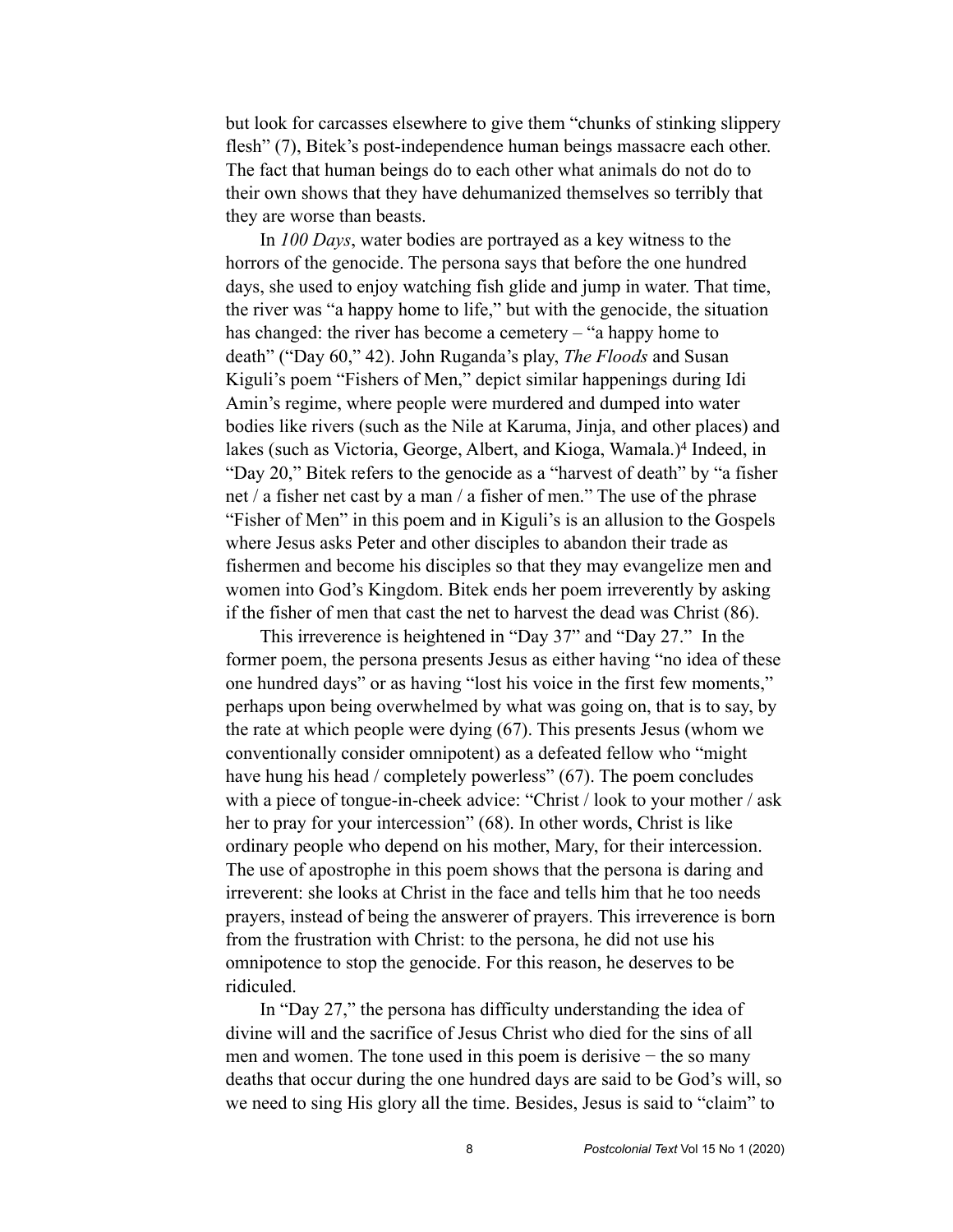but look for carcasses elsewhere to give them "chunks of stinking slippery flesh" (7), Bitek's post-independence human beings massacre each other. The fact that human beings do to each other what animals do not do to their own shows that they have dehumanized themselves so terribly that they are worse than beasts.

In *100 Days*, water bodies are portrayed as a key witness to the horrors of the genocide. The persona says that before the one hundred days, she used to enjoy watching fish glide and jump in water. That time, the river was "a happy home to life," but with the genocide, the situation has changed: the river has become a cemetery – "a happy home to death" ("Day 60," 42). John Ruganda's play, *The Floods* and Susan Kiguli's poem "Fishers of Men," depict similar happenings during Idi Amin's regime, where people were murdered and dumped into water bodies like rivers (such as the Nile at Karuma, Jinja, and other places) and lakes (such as Victoria, George, Albert, and Kioga, Wamala.)[4] Indeed, in "Day 20," Bitek refers to the genocide as a "harvest of death" by "a fisher net / a fisher net cast by a man / a fisher of men." The use of the phrase "Fisher of Men" in this poem and in Kiguli's is an allusion to the Gospels where Jesus asks Peter and other disciples to abandon their trade as fishermen and become his disciples so that they may evangelize men and women into God's Kingdom. Bitek ends her poem irreverently by asking if the fisher of men that cast the net to harvest the dead was Christ (86).

This irreverence is heightened in "Day 37" and "Day 27." In the former poem, the persona presents Jesus as either having "no idea of these one hundred days" or as having "lost his voice in the first few moments," perhaps upon being overwhelmed by what was going on, that is to say, by the rate at which people were dying (67). This presents Jesus (whom we conventionally consider omnipotent) as a defeated fellow who "might have hung his head / completely powerless" (67). The poem concludes with a piece of tongue-in-cheek advice: "Christ / look to your mother / ask her to pray for your intercession" (68). In other words, Christ is like ordinary people who depend on his mother, Mary, for their intercession. The use of apostrophe in this poem shows that the persona is daring and irreverent: she looks at Christ in the face and tells him that he too needs prayers, instead of being the answerer of prayers. This irreverence is born from the frustration with Christ: to the persona, he did not use his omnipotence to stop the genocide. For this reason, he deserves to be ridiculed.

In "Day 27," the persona has difficulty understanding the idea of divine will and the sacrifice of Jesus Christ who died for the sins of all men and women. The tone used in this poem is derisive − the so many deaths that occur during the one hundred days are said to be God's will, so we need to sing His glory all the time. Besides, Jesus is said to "claim" to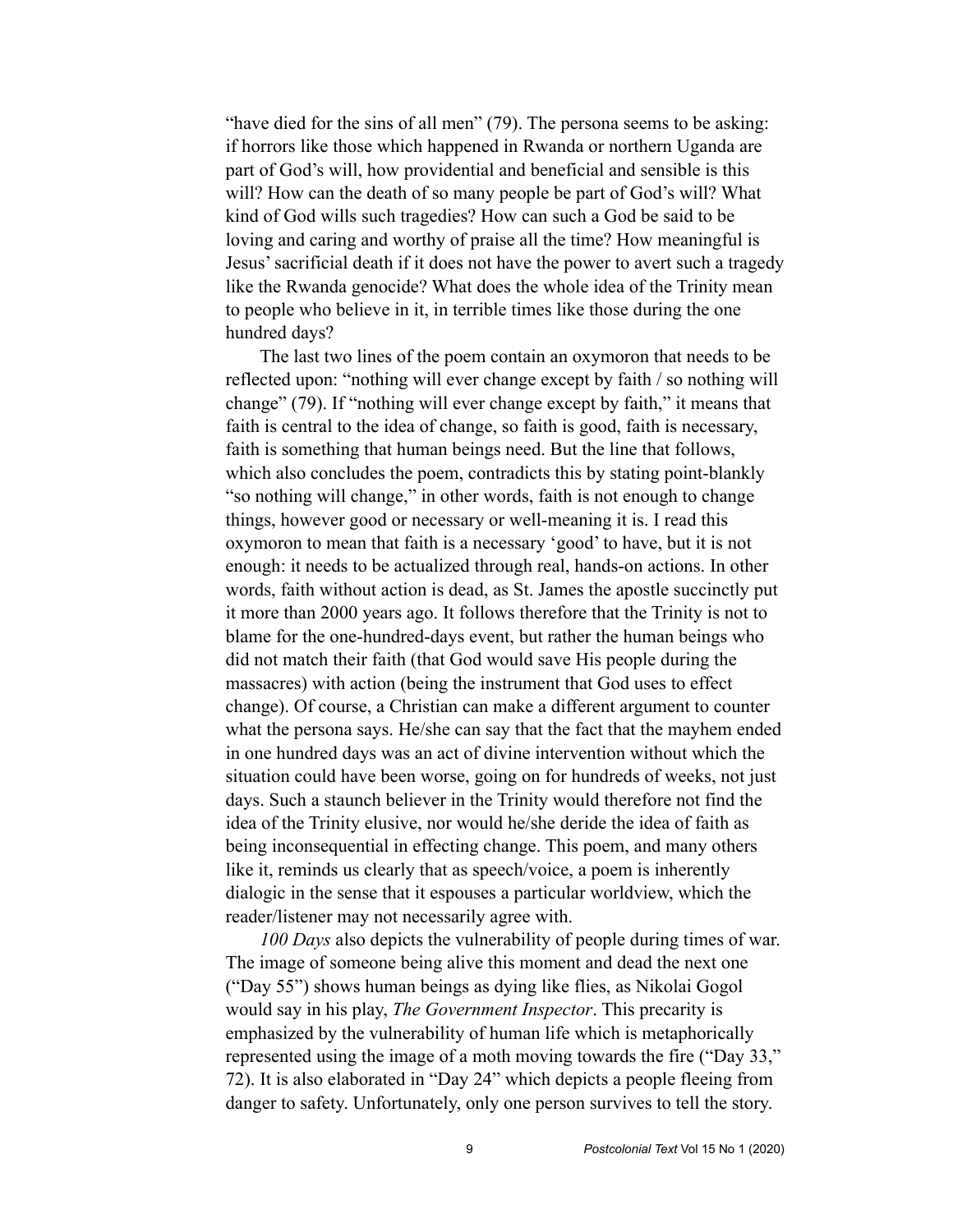"have died for the sins of all men" (79). The persona seems to be asking: if horrors like those which happened in Rwanda or northern Uganda are part of God's will, how providential and beneficial and sensible is this will? How can the death of so many people be part of God's will? What kind of God wills such tragedies? How can such a God be said to be loving and caring and worthy of praise all the time? How meaningful is Jesus' sacrificial death if it does not have the power to avert such a tragedy like the Rwanda genocide? What does the whole idea of the Trinity mean to people who believe in it, in terrible times like those during the one hundred days?

The last two lines of the poem contain an oxymoron that needs to be reflected upon: "nothing will ever change except by faith / so nothing will change" (79). If "nothing will ever change except by faith," it means that faith is central to the idea of change, so faith is good, faith is necessary, faith is something that human beings need. But the line that follows, which also concludes the poem, contradicts this by stating point-blankly "so nothing will change," in other words, faith is not enough to change things, however good or necessary or well-meaning it is. I read this oxymoron to mean that faith is a necessary 'good' to have, but it is not enough: it needs to be actualized through real, hands-on actions. In other words, faith without action is dead, as St. James the apostle succinctly put it more than 2000 years ago. It follows therefore that the Trinity is not to blame for the one-hundred-days event, but rather the human beings who did not match their faith (that God would save His people during the massacres) with action (being the instrument that God uses to effect change). Of course, a Christian can make a different argument to counter what the persona says. He/she can say that the fact that the mayhem ended in one hundred days was an act of divine intervention without which the situation could have been worse, going on for hundreds of weeks, not just days. Such a staunch believer in the Trinity would therefore not find the idea of the Trinity elusive, nor would he/she deride the idea of faith as being inconsequential in effecting change. This poem, and many others like it, reminds us clearly that as speech/voice, a poem is inherently dialogic in the sense that it espouses a particular worldview, which the reader/listener may not necessarily agree with.

*100 Days* also depicts the vulnerability of people during times of war. The image of someone being alive this moment and dead the next one ("Day 55") shows human beings as dying like flies, as Nikolai Gogol would say in his play, *The Government Inspector*. This precarity is emphasized by the vulnerability of human life which is metaphorically represented using the image of a moth moving towards the fire ("Day 33," 72). It is also elaborated in "Day 24" which depicts a people fleeing from danger to safety. Unfortunately, only one person survives to tell the story.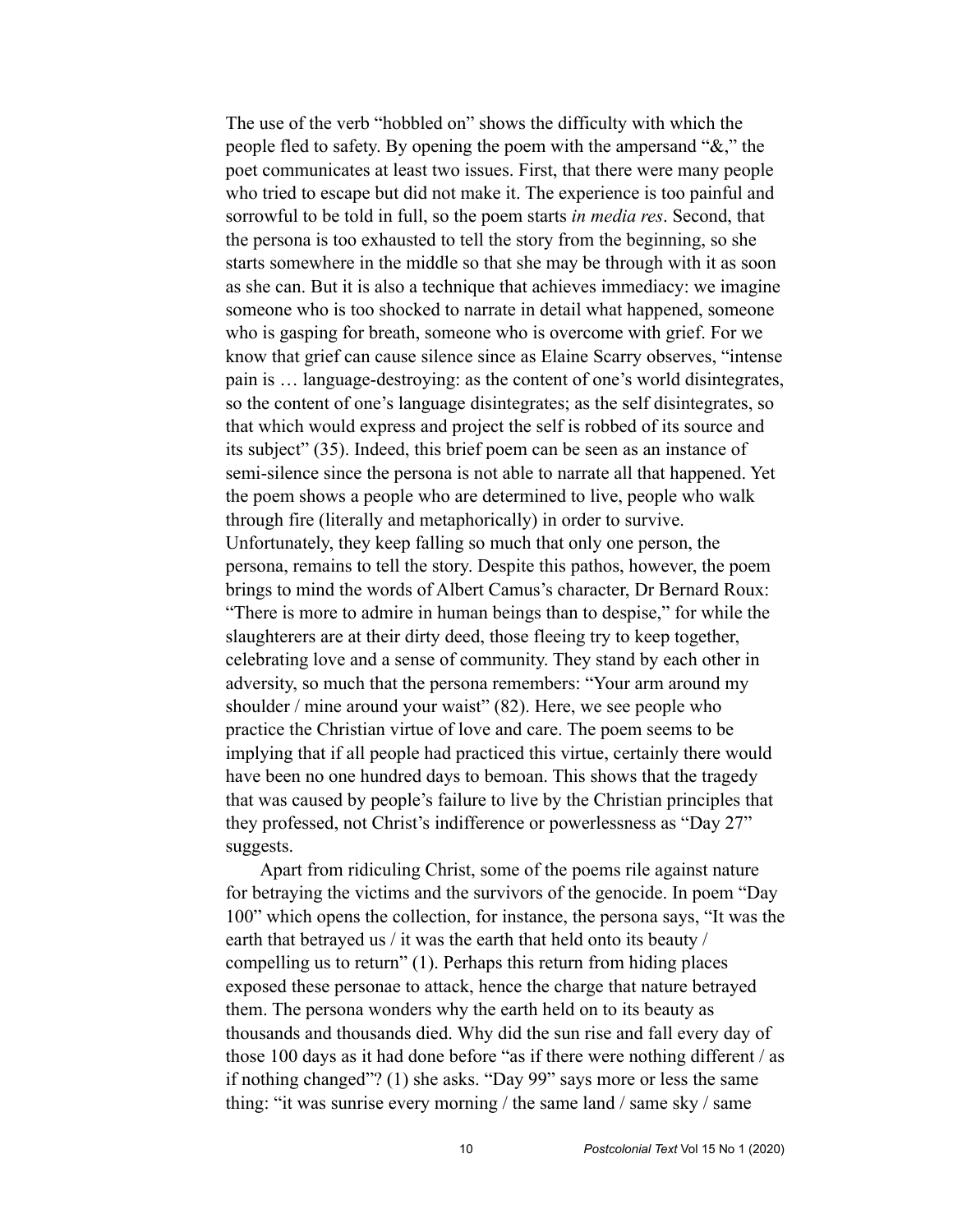The use of the verb "hobbled on" shows the difficulty with which the people fled to safety. By opening the poem with the ampersand "&," the poet communicates at least two issues. First, that there were many people who tried to escape but did not make it. The experience is too painful and sorrowful to be told in full, so the poem starts *in media res*. Second, that the persona is too exhausted to tell the story from the beginning, so she starts somewhere in the middle so that she may be through with it as soon as she can. But it is also a technique that achieves immediacy: we imagine someone who is too shocked to narrate in detail what happened, someone who is gasping for breath, someone who is overcome with grief. For we know that grief can cause silence since as Elaine Scarry observes, "intense pain is … language-destroying: as the content of one's world disintegrates, so the content of one's language disintegrates; as the self disintegrates, so that which would express and project the self is robbed of its source and its subject" (35). Indeed, this brief poem can be seen as an instance of semi-silence since the persona is not able to narrate all that happened. Yet the poem shows a people who are determined to live, people who walk through fire (literally and metaphorically) in order to survive. Unfortunately, they keep falling so much that only one person, the persona, remains to tell the story. Despite this pathos, however, the poem brings to mind the words of Albert Camus's character, Dr Bernard Roux: "There is more to admire in human beings than to despise," for while the slaughterers are at their dirty deed, those fleeing try to keep together, celebrating love and a sense of community. They stand by each other in adversity, so much that the persona remembers: "Your arm around my shoulder / mine around your waist" (82). Here, we see people who practice the Christian virtue of love and care. The poem seems to be implying that if all people had practiced this virtue, certainly there would have been no one hundred days to bemoan. This shows that the tragedy that was caused by people's failure to live by the Christian principles that they professed, not Christ's indifference or powerlessness as "Day 27" suggests.

Apart from ridiculing Christ, some of the poems rile against nature for betraying the victims and the survivors of the genocide. In poem "Day 100" which opens the collection, for instance, the persona says, "It was the earth that betrayed us / it was the earth that held onto its beauty / compelling us to return" (1). Perhaps this return from hiding places exposed these personae to attack, hence the charge that nature betrayed them. The persona wonders why the earth held on to its beauty as thousands and thousands died. Why did the sun rise and fall every day of those 100 days as it had done before "as if there were nothing different / as if nothing changed"? (1) she asks. "Day 99" says more or less the same thing: "it was sunrise every morning / the same land / same sky / same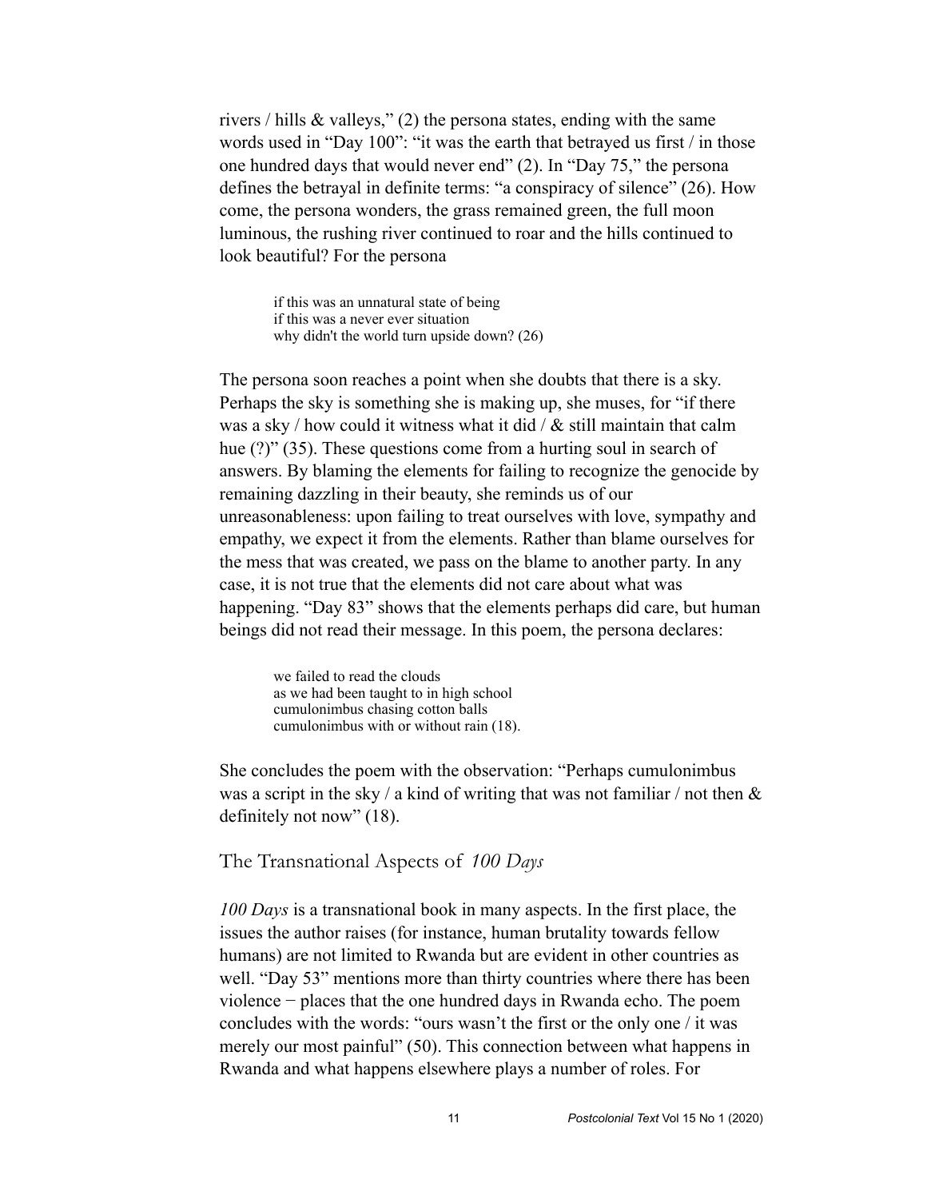rivers / hills & valleys," (2) the persona states, ending with the same words used in "Day 100": "it was the earth that betrayed us first / in those one hundred days that would never end" (2). In "Day 75," the persona defines the betrayal in definite terms: "a conspiracy of silence" (26). How come, the persona wonders, the grass remained green, the full moon luminous, the rushing river continued to roar and the hills continued to look beautiful? For the persona

> if this was an unnatural state of being
> if this was a never ever situation
> why didn't the world turn upside down? (26)

The persona soon reaches a point when she doubts that there is a sky. Perhaps the sky is something she is making up, she muses, for "if there was a sky / how could it witness what it did / & still maintain that calm hue (?)" (35). These questions come from a hurting soul in search of answers. By blaming the elements for failing to recognize the genocide by remaining dazzling in their beauty, she reminds us of our unreasonableness: upon failing to treat ourselves with love, sympathy and empathy, we expect it from the elements. Rather than blame ourselves for the mess that was created, we pass on the blame to another party. In any case, it is not true that the elements did not care about what was happening. "Day 83" shows that the elements perhaps did care, but human beings did not read their message. In this poem, the persona declares:

> we failed to read the clouds
> as we had been taught to in high school
> cumulonimbus chasing cotton balls
> cumulonimbus with or without rain (18).

She concludes the poem with the observation: "Perhaps cumulonimbus was a script in the sky / a kind of writing that was not familiar / not then & definitely not now" (18).

## The Transnational Aspects of *100 Days*

*100 Days* is a transnational book in many aspects. In the first place, the issues the author raises (for instance, human brutality towards fellow humans) are not limited to Rwanda but are evident in other countries as well. "Day 53" mentions more than thirty countries where there has been violence − places that the one hundred days in Rwanda echo. The poem concludes with the words: "ours wasn't the first or the only one / it was merely our most painful" (50). This connection between what happens in Rwanda and what happens elsewhere plays a number of roles. For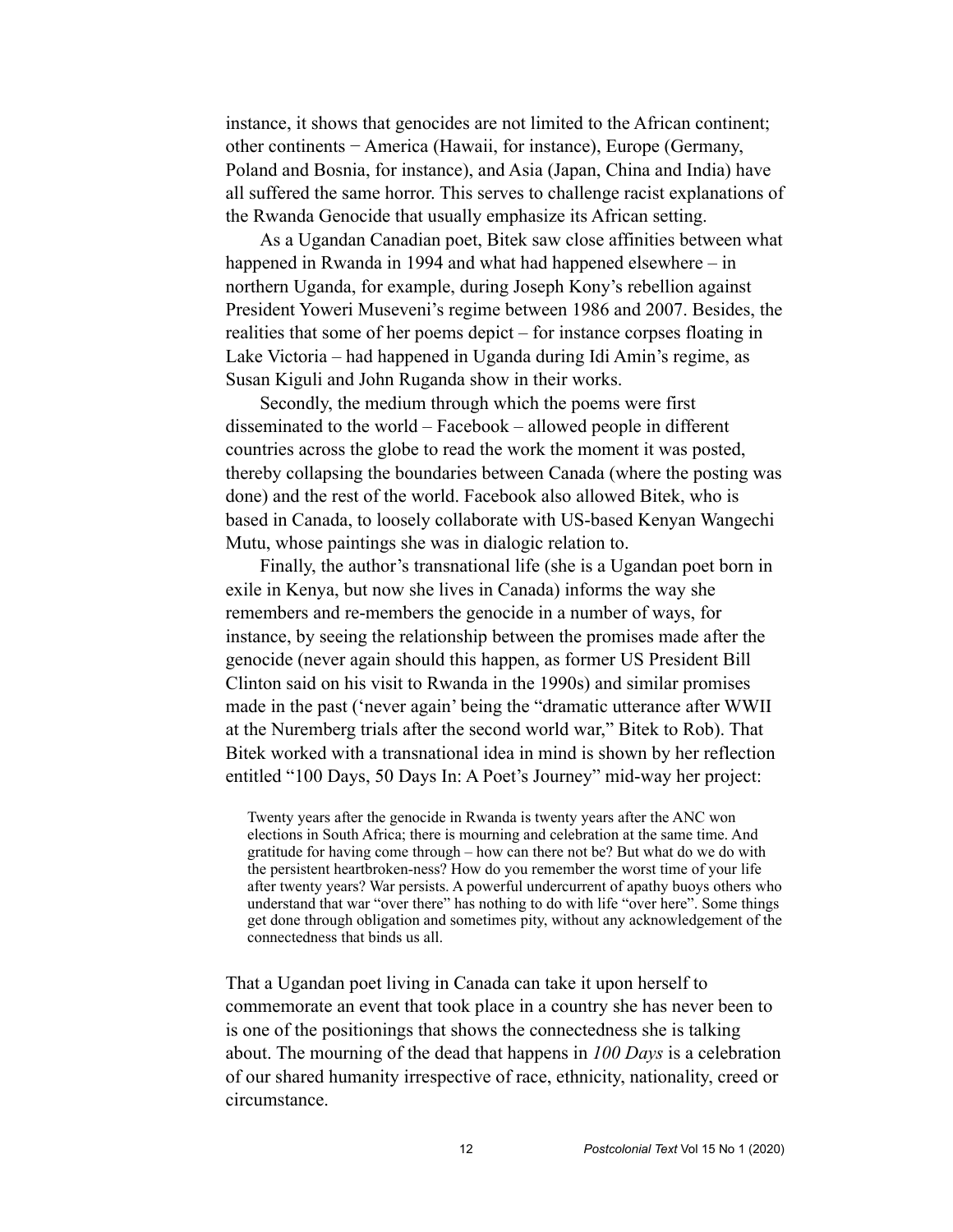instance, it shows that genocides are not limited to the African continent; other continents − America (Hawaii, for instance), Europe (Germany, Poland and Bosnia, for instance), and Asia (Japan, China and India) have all suffered the same horror. This serves to challenge racist explanations of the Rwanda Genocide that usually emphasize its African setting.

As a Ugandan Canadian poet, Bitek saw close affinities between what happened in Rwanda in 1994 and what had happened elsewhere – in northern Uganda, for example, during Joseph Kony's rebellion against President Yoweri Museveni's regime between 1986 and 2007. Besides, the realities that some of her poems depict – for instance corpses floating in Lake Victoria – had happened in Uganda during Idi Amin's regime, as Susan Kiguli and John Ruganda show in their works.

Secondly, the medium through which the poems were first disseminated to the world – Facebook – allowed people in different countries across the globe to read the work the moment it was posted, thereby collapsing the boundaries between Canada (where the posting was done) and the rest of the world. Facebook also allowed Bitek, who is based in Canada, to loosely collaborate with US-based Kenyan Wangechi Mutu, whose paintings she was in dialogic relation to.

Finally, the author's transnational life (she is a Ugandan poet born in exile in Kenya, but now she lives in Canada) informs the way she remembers and re-members the genocide in a number of ways, for instance, by seeing the relationship between the promises made after the genocide (never again should this happen, as former US President Bill Clinton said on his visit to Rwanda in the 1990s) and similar promises made in the past ('never again' being the "dramatic utterance after WWII at the Nuremberg trials after the second world war," Bitek to Rob). That Bitek worked with a transnational idea in mind is shown by her reflection entitled "100 Days, 50 Days In: A Poet's Journey" mid-way her project:

> Twenty years after the genocide in Rwanda is twenty years after the ANC won elections in South Africa; there is mourning and celebration at the same time. And gratitude for having come through – how can there not be? But what do we do with the persistent heartbroken-ness? How do you remember the worst time of your life after twenty years? War persists. A powerful undercurrent of apathy buoys others who understand that war "over there" has nothing to do with life "over here". Some things get done through obligation and sometimes pity, without any acknowledgement of the connectedness that binds us all.

That a Ugandan poet living in Canada can take it upon herself to commemorate an event that took place in a country she has never been to is one of the positionings that shows the connectedness she is talking about. The mourning of the dead that happens in *100 Days* is a celebration of our shared humanity irrespective of race, ethnicity, nationality, creed or circumstance.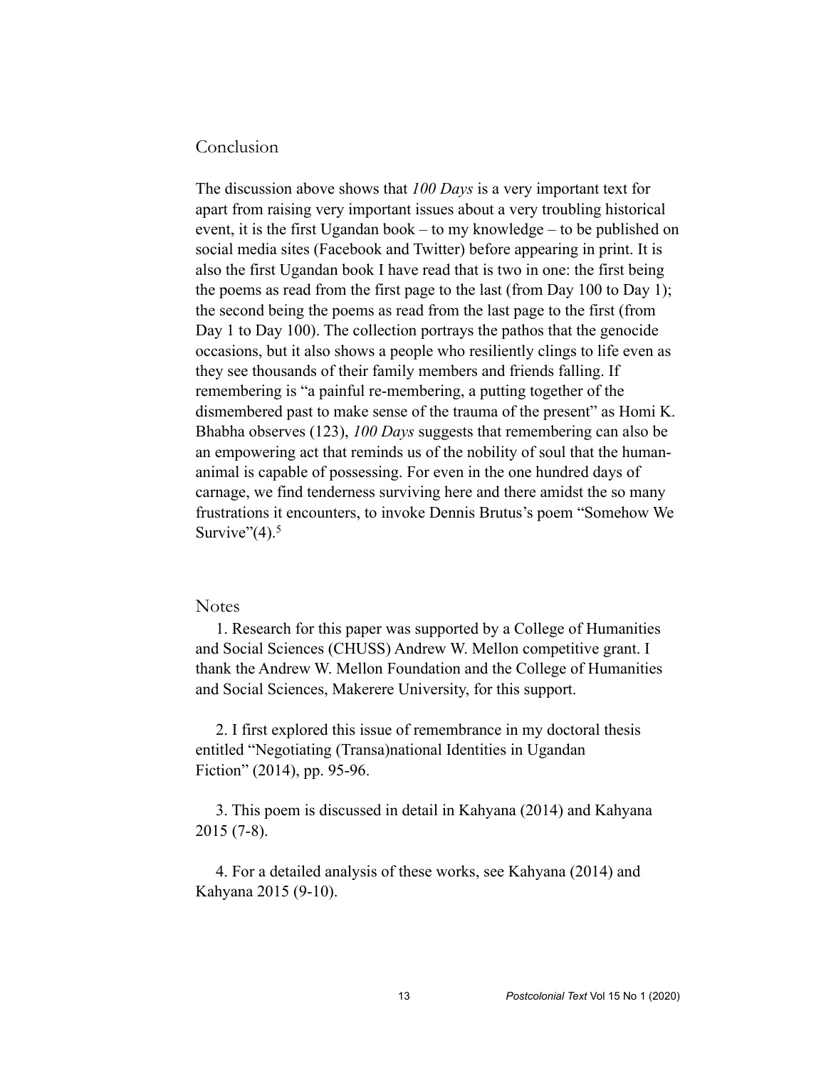## Conclusion

The discussion above shows that *100 Days* is a very important text for apart from raising very important issues about a very troubling historical event, it is the first Ugandan book – to my knowledge – to be published on social media sites (Facebook and Twitter) before appearing in print. It is also the first Ugandan book I have read that is two in one: the first being the poems as read from the first page to the last (from Day 100 to Day 1); the second being the poems as read from the last page to the first (from Day 1 to Day 100). The collection portrays the pathos that the genocide occasions, but it also shows a people who resiliently clings to life even as they see thousands of their family members and friends falling. If remembering is "a painful re-membering, a putting together of the dismembered past to make sense of the trauma of the present" as Homi K. Bhabha observes (123), *100 Days* suggests that remembering can also be an empowering act that reminds us of the nobility of soul that the human-animal is capable of possessing. For even in the one hundred days of carnage, we find tenderness surviving here and there amidst the so many frustrations it encounters, to invoke Dennis Brutus's poem "Somehow We Survive"(4).[5]

## Notes

1. Research for this paper was supported by a College of Humanities and Social Sciences (CHUSS) Andrew W. Mellon competitive grant. I thank the Andrew W. Mellon Foundation and the College of Humanities and Social Sciences, Makerere University, for this support.

2. I first explored this issue of remembrance in my doctoral thesis entitled "Negotiating (Transa)national Identities in Ugandan Fiction" (2014), pp. 95-96.

3. This poem is discussed in detail in Kahyana (2014) and Kahyana 2015 (7-8).

4. For a detailed analysis of these works, see Kahyana (2014) and Kahyana 2015 (9-10).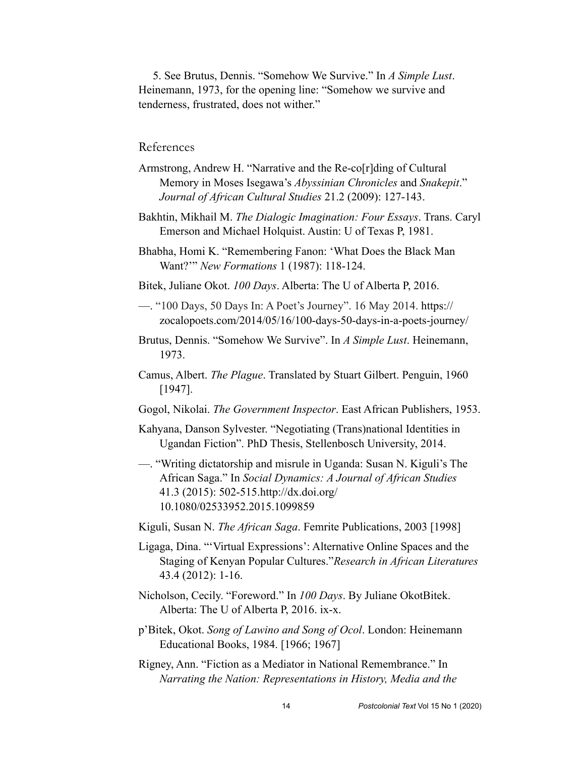5. See Brutus, Dennis. "Somehow We Survive." In *A Simple Lust*. Heinemann, 1973, for the opening line: "Somehow we survive and tenderness, frustrated, does not wither."

## References

Armstrong, Andrew H. "Narrative and the Re-co[r]ding of Cultural Memory in Moses Isegawa's *Abyssinian Chronicles* and *Snakepit*." *Journal of African Cultural Studies* 21.2 (2009): 127-143.

Bakhtin, Mikhail M. *The Dialogic Imagination: Four Essays*. Trans. Caryl Emerson and Michael Holquist. Austin: U of Texas P, 1981.

Bhabha, Homi K. "Remembering Fanon: 'What Does the Black Man Want?'" *New Formations* 1 (1987): 118-124.

Bitek, Juliane Okot. *100 Days*. Alberta: The U of Alberta P, 2016.

—. "100 Days, 50 Days In: A Poet's Journey". 16 May 2014. https://zocalopoets.com/2014/05/16/100-days-50-days-in-a-poets-journey/

Brutus, Dennis. "Somehow We Survive". In *A Simple Lust*. Heinemann, 1973.

Camus, Albert. *The Plague*. Translated by Stuart Gilbert. Penguin, 1960 [1947].

Gogol, Nikolai. *The Government Inspector*. East African Publishers, 1953.

Kahyana, Danson Sylvester. "Negotiating (Trans)national Identities in Ugandan Fiction". PhD Thesis, Stellenbosch University, 2014.

—. "Writing dictatorship and misrule in Uganda: Susan N. Kiguli's The African Saga." In *Social Dynamics: A Journal of African Studies* 41.3 (2015): 502-515.http://dx.doi.org/10.1080/02533952.2015.1099859

Kiguli, Susan N. *The African Saga*. Femrite Publications, 2003 [1998]

Ligaga, Dina. "'Virtual Expressions': Alternative Online Spaces and the Staging of Kenyan Popular Cultures."*Research in African Literatures* 43.4 (2012): 1-16.

Nicholson, Cecily. "Foreword." In *100 Days*. By Juliane OkotBitek. Alberta: The U of Alberta P, 2016. ix-x.

p'Bitek, Okot. *Song of Lawino and Song of Ocol*. London: Heinemann Educational Books, 1984. [1966; 1967]

Rigney, Ann. "Fiction as a Mediator in National Remembrance." In *Narrating the Nation: Representations in History, Media and the*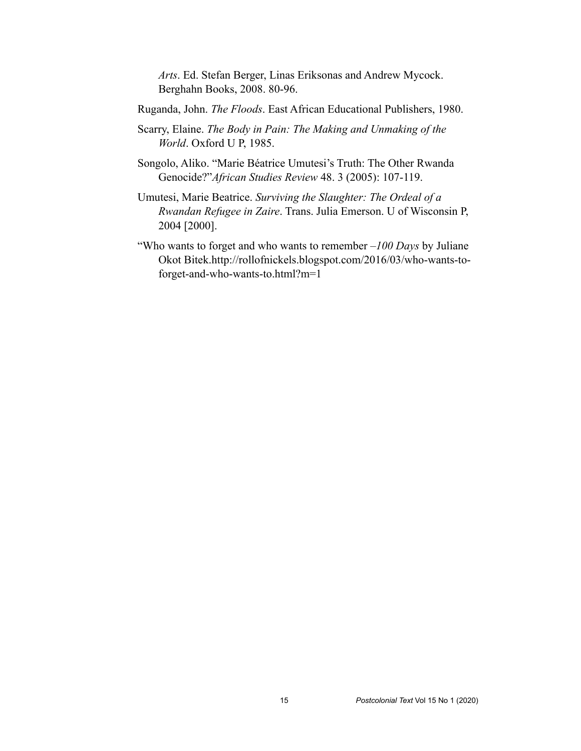*Arts*. Ed. Stefan Berger, Linas Eriksonas and Andrew Mycock. Berghahn Books, 2008. 80-96.

Ruganda, John. *The Floods*. East African Educational Publishers, 1980.

Scarry, Elaine. *The Body in Pain: The Making and Unmaking of the World*. Oxford U P, 1985.

Songolo, Aliko. "Marie Béatrice Umutesi's Truth: The Other Rwanda Genocide?"*African Studies Review* 48. 3 (2005): 107-119.

Umutesi, Marie Beatrice. *Surviving the Slaughter: The Ordeal of a Rwandan Refugee in Zaire*. Trans. Julia Emerson. U of Wisconsin P, 2004 [2000].

"Who wants to forget and who wants to remember –*100 Days* by Juliane Okot Bitek.http://rollofnickels.blogspot.com/2016/03/who-wants-to-forget-and-who-wants-to.html?m=1